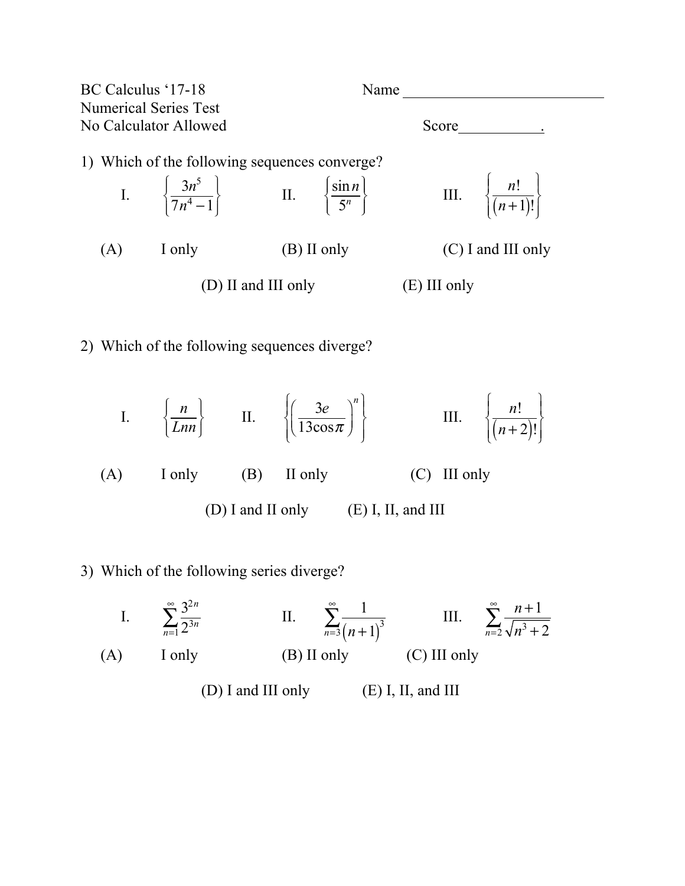BC Calculus '17-18 Name ___________________________

Numerical Series Test

No Calculator Allowed Score___________.

1) Which of the following sequences converge?

I. $\left\{\dfrac{3n^5}{7n^4-1}\right\}$ II. $\left\{\dfrac{\sin n}{5^n}\right\}$ III. $\left\{\dfrac{n!}{(n+1)!}\right\}$

(A) I only (B) II only (C) I and III only

(D) II and III only (E) III only

2) Which of the following sequences diverge?

I. $\left\{\dfrac{n}{Lnn}\right\}$ II. $\left\{\left(\dfrac{3e}{13\cos\pi}\right)^n\right\}$ III. $\left\{\dfrac{n!}{(n+2)!}\right\}$

(A) I only (B) II only (C) III only

(D) I and II only (E) I, II, and III

3) Which of the following series diverge?

I. $\displaystyle\sum_{n=1}^{\infty}\frac{3^{2n}}{2^{3n}}$ II. $\displaystyle\sum_{n=3}^{\infty}\frac{1}{(n+1)^3}$ III. $\displaystyle\sum_{n=2}^{\infty}\frac{n+1}{\sqrt{n^3+2}}$

(A) I only (B) II only (C) III only

(D) I and III only (E) I, II, and III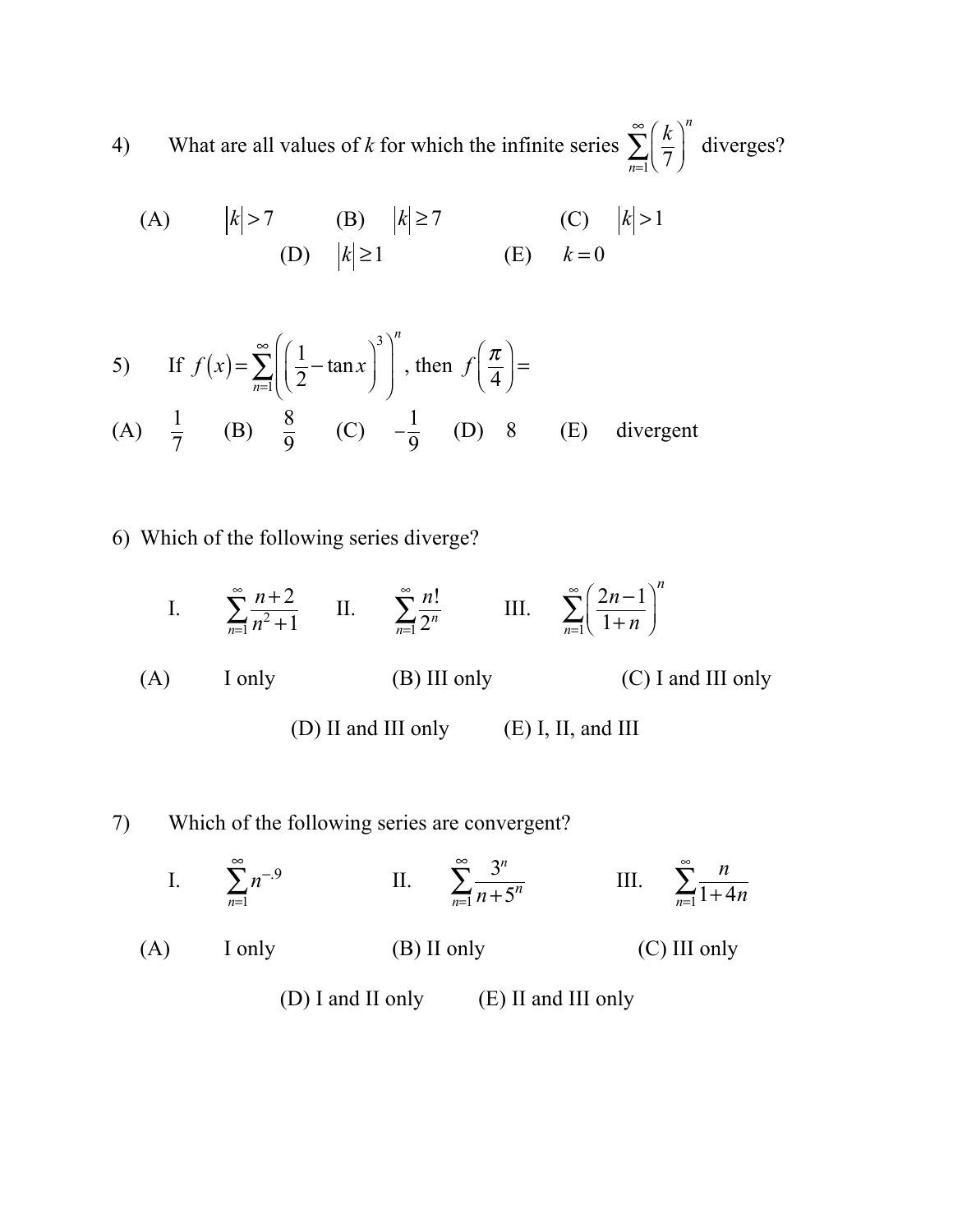4) What are all values of $k$ for which the infinite series $\sum_{n=1}^{\infty}\left(\frac{k}{7}\right)^n$ diverges?

(A) $|k| > 7$ (B) $|k| \geq 7$ (C) $|k| > 1$

(D) $|k| \geq 1$ (E) $k = 0$

5) If $f(x) = \sum_{n=1}^{\infty}\left(\left(\frac{1}{2} - \tan x\right)^3\right)^n$, then $f\left(\frac{\pi}{4}\right) =$

(A) $\frac{1}{7}$ (B) $\frac{8}{9}$ (C) $-\frac{1}{9}$ (D) 8 (E) divergent

6) Which of the following series diverge?

I. $\sum_{n=1}^{\infty} \frac{n+2}{n^2+1}$ II. $\sum_{n=1}^{\infty} \frac{n!}{2^n}$ III. $\sum_{n=1}^{\infty}\left(\frac{2n-1}{1+n}\right)^n$

(A) I only (B) III only (C) I and III only

(D) II and III only (E) I, II, and III

7) Which of the following series are convergent?

I. $\sum_{n=1}^{\infty} n^{-.9}$ II. $\sum_{n=1}^{\infty} \frac{3^n}{n+5^n}$ III. $\sum_{n=1}^{\infty} \frac{n}{1+4n}$

(A) I only (B) II only (C) III only

(D) I and II only (E) II and III only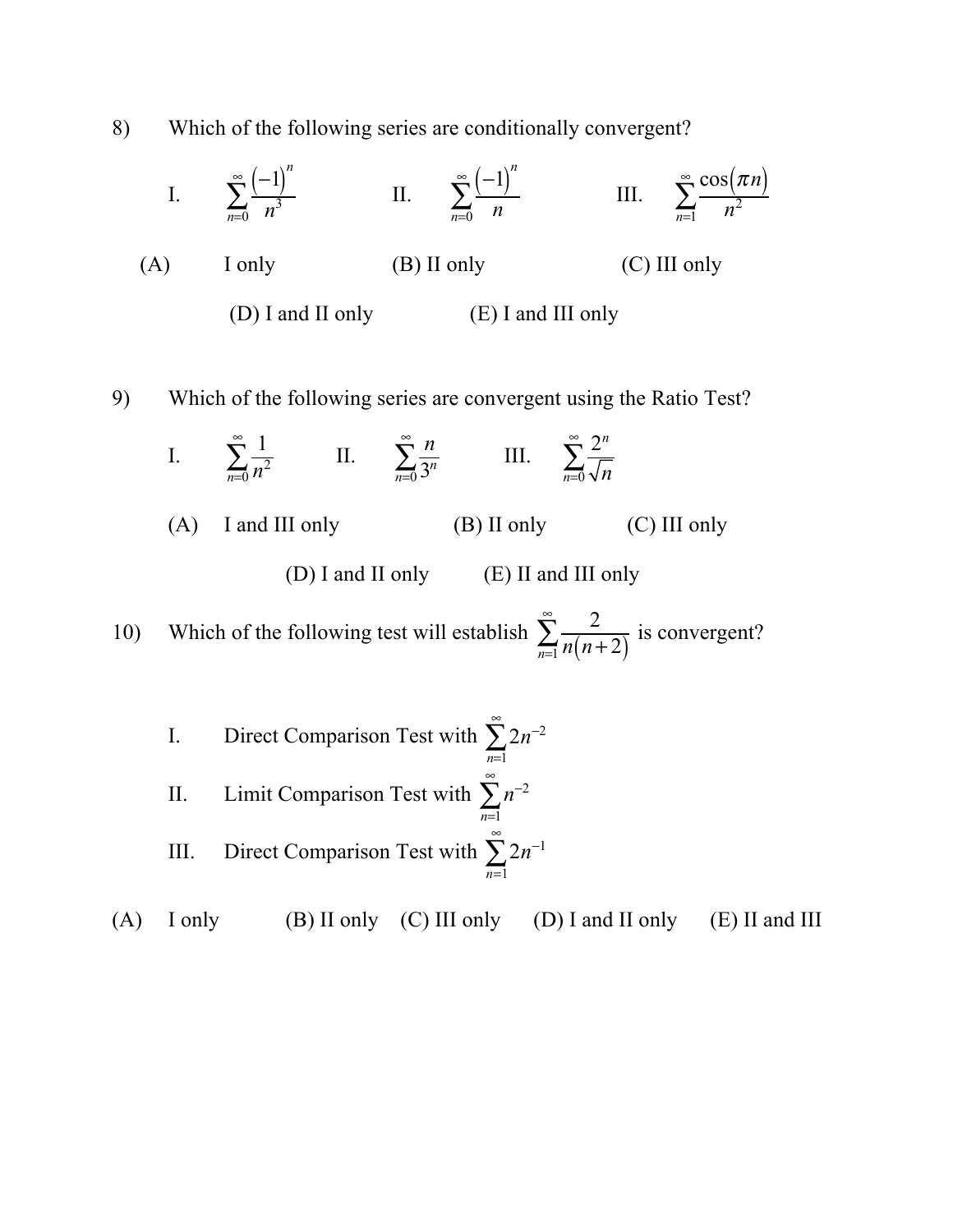8) Which of the following series are conditionally convergent?

I. $\sum_{n=0}^{\infty} \frac{(-1)^n}{n^3}$ II. $\sum_{n=0}^{\infty} \frac{(-1)^n}{n}$ III. $\sum_{n=1}^{\infty} \frac{\cos(\pi n)}{n^2}$

(A) I only (B) II only (C) III only

(D) I and II only (E) I and III only

9) Which of the following series are convergent using the Ratio Test?

I. $\sum_{n=0}^{\infty} \frac{1}{n^2}$ II. $\sum_{n=0}^{\infty} \frac{n}{3^n}$ III. $\sum_{n=0}^{\infty} \frac{2^n}{\sqrt{n}}$

(A) I and III only (B) II only (C) III only

(D) I and II only (E) II and III only

10) Which of the following test will establish $\sum_{n=1}^{\infty} \frac{2}{n(n+2)}$ is convergent?

I. Direct Comparison Test with $\sum_{n=1}^{\infty} 2n^{-2}$

II. Limit Comparison Test with $\sum_{n=1}^{\infty} n^{-2}$

III. Direct Comparison Test with $\sum_{n=1}^{\infty} 2n^{-1}$

(A) I only (B) II only (C) III only (D) I and II only (E) II and III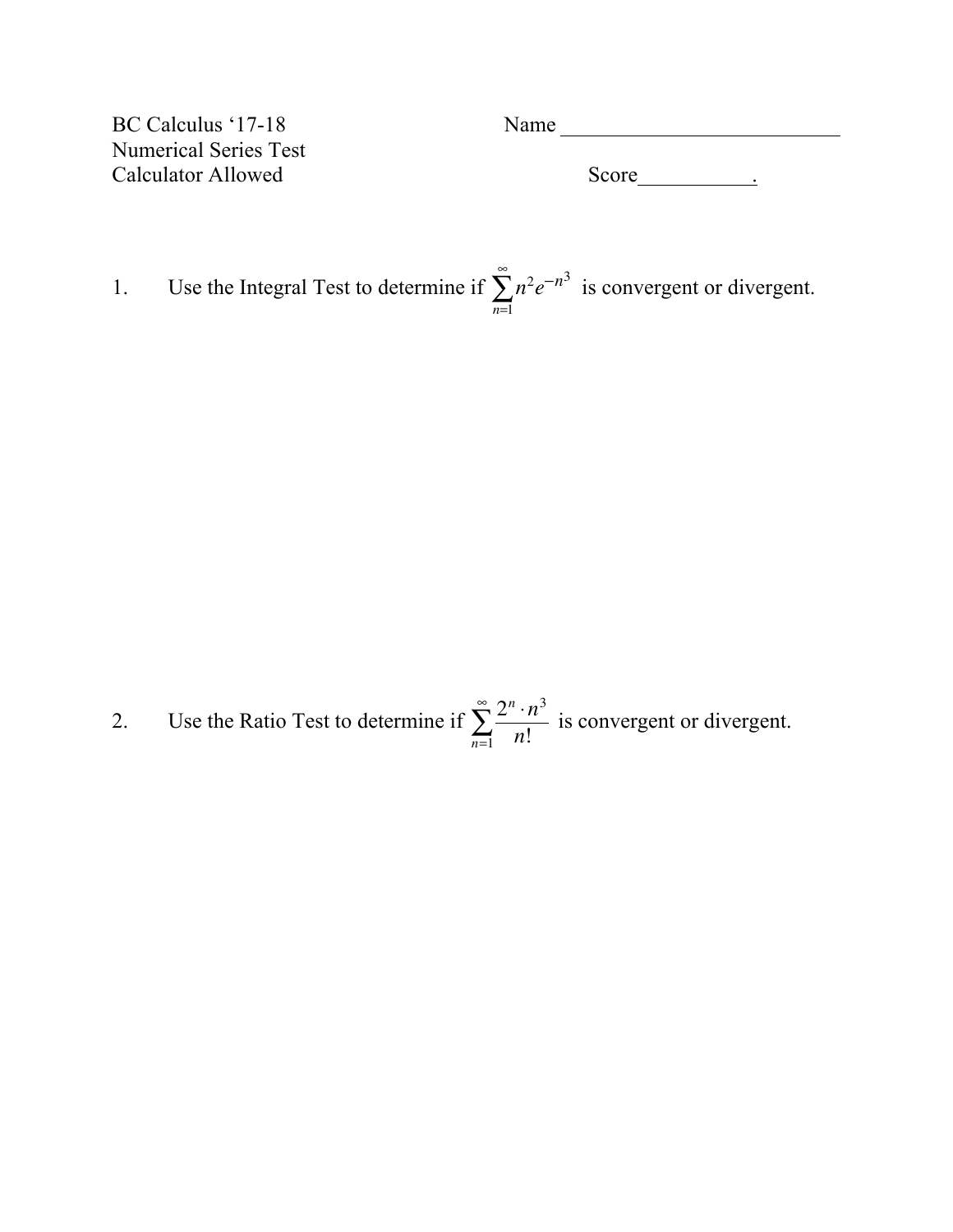BC Calculus '17-18
Numerical Series Test
Calculator Allowed

Name ___________________________

Score___________.

1. Use the Integral Test to determine if $\sum_{n=1}^{\infty} n^2 e^{-n^3}$ is convergent or divergent.

2. Use the Ratio Test to determine if $\sum_{n=1}^{\infty} \frac{2^n \cdot n^3}{n!}$ is convergent or divergent.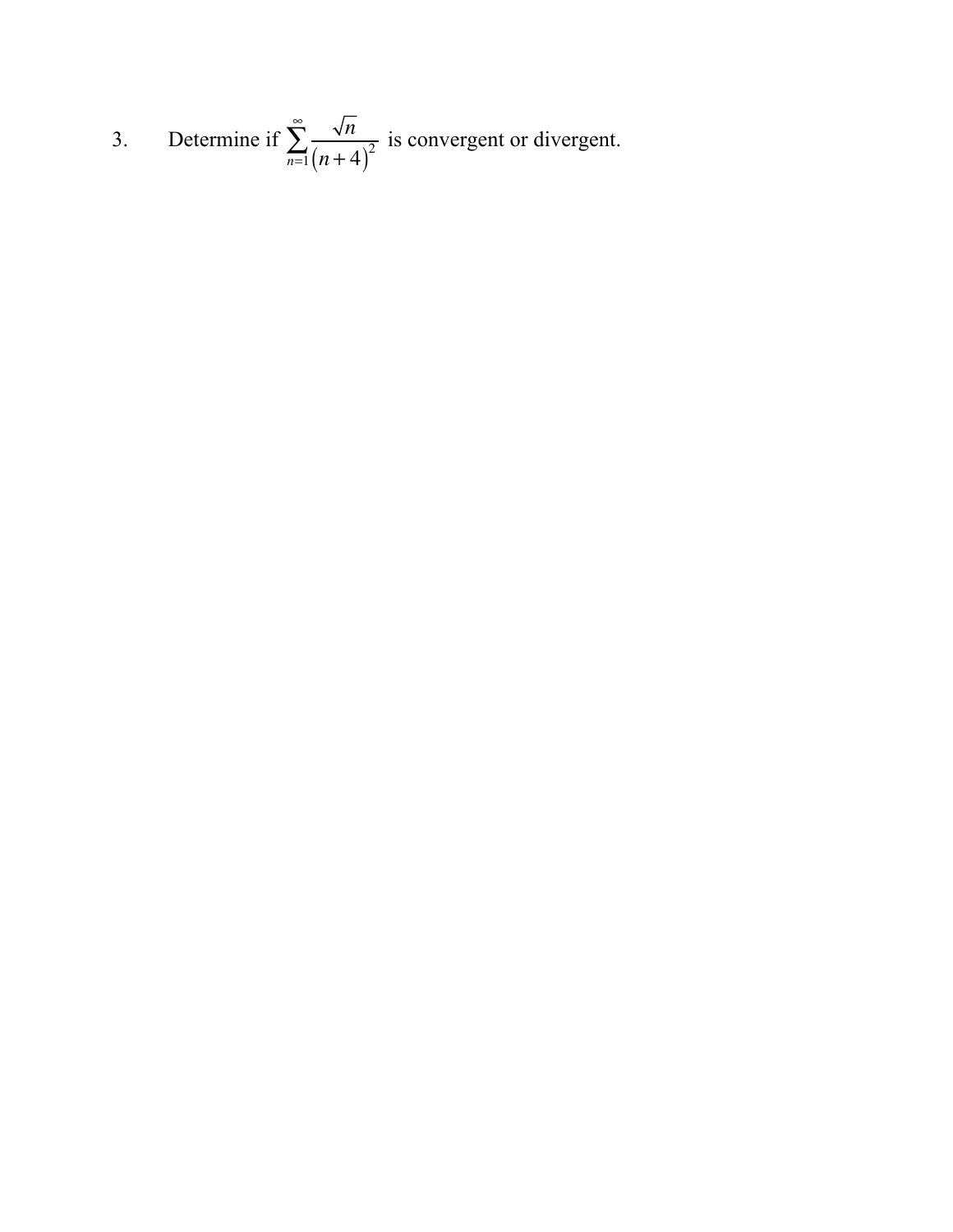3. Determine if $\sum_{n=1}^{\infty} \frac{\sqrt{n}}{(n+4)^2}$ is convergent or divergent.